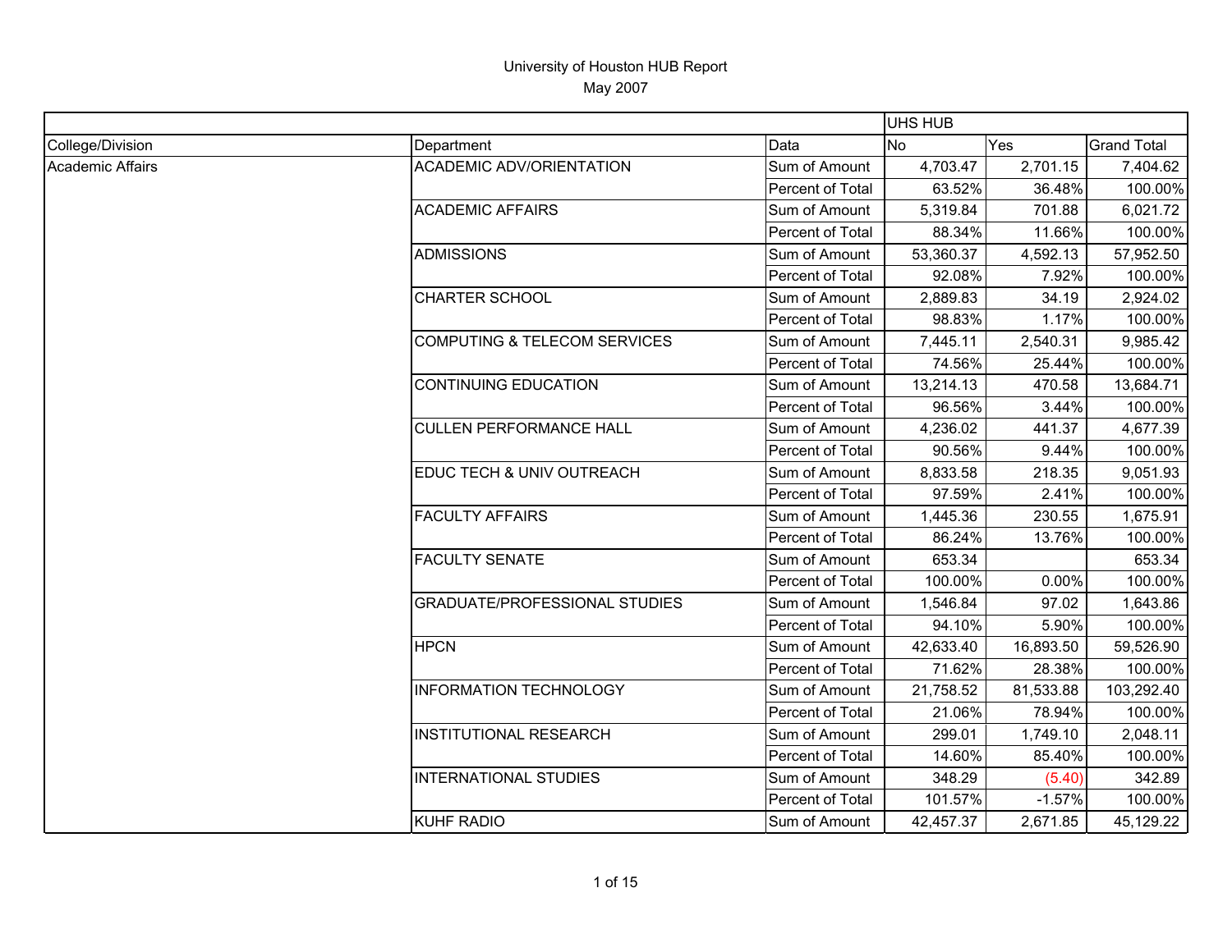University of Houston HUB Report

May 2007

| | | | UHS HUB | | |
|---|---|---|---|---|---|
| College/Division | Department | Data | No | Yes | Grand Total |
| Academic Affairs | ACADEMIC ADV/ORIENTATION | Sum of Amount | 4,703.47 | 2,701.15 | 7,404.62 |
| | | Percent of Total | 63.52% | 36.48% | 100.00% |
| | ACADEMIC AFFAIRS | Sum of Amount | 5,319.84 | 701.88 | 6,021.72 |
| | | Percent of Total | 88.34% | 11.66% | 100.00% |
| | ADMISSIONS | Sum of Amount | 53,360.37 | 4,592.13 | 57,952.50 |
| | | Percent of Total | 92.08% | 7.92% | 100.00% |
| | CHARTER SCHOOL | Sum of Amount | 2,889.83 | 34.19 | 2,924.02 |
| | | Percent of Total | 98.83% | 1.17% | 100.00% |
| | COMPUTING & TELECOM SERVICES | Sum of Amount | 7,445.11 | 2,540.31 | 9,985.42 |
| | | Percent of Total | 74.56% | 25.44% | 100.00% |
| | CONTINUING EDUCATION | Sum of Amount | 13,214.13 | 470.58 | 13,684.71 |
| | | Percent of Total | 96.56% | 3.44% | 100.00% |
| | CULLEN PERFORMANCE HALL | Sum of Amount | 4,236.02 | 441.37 | 4,677.39 |
| | | Percent of Total | 90.56% | 9.44% | 100.00% |
| | EDUC TECH & UNIV OUTREACH | Sum of Amount | 8,833.58 | 218.35 | 9,051.93 |
| | | Percent of Total | 97.59% | 2.41% | 100.00% |
| | FACULTY AFFAIRS | Sum of Amount | 1,445.36 | 230.55 | 1,675.91 |
| | | Percent of Total | 86.24% | 13.76% | 100.00% |
| | FACULTY SENATE | Sum of Amount | 653.34 | | 653.34 |
| | | Percent of Total | 100.00% | 0.00% | 100.00% |
| | GRADUATE/PROFESSIONAL STUDIES | Sum of Amount | 1,546.84 | 97.02 | 1,643.86 |
| | | Percent of Total | 94.10% | 5.90% | 100.00% |
| | HPCN | Sum of Amount | 42,633.40 | 16,893.50 | 59,526.90 |
| | | Percent of Total | 71.62% | 28.38% | 100.00% |
| | INFORMATION TECHNOLOGY | Sum of Amount | 21,758.52 | 81,533.88 | 103,292.40 |
| | | Percent of Total | 21.06% | 78.94% | 100.00% |
| | INSTITUTIONAL RESEARCH | Sum of Amount | 299.01 | 1,749.10 | 2,048.11 |
| | | Percent of Total | 14.60% | 85.40% | 100.00% |
| | INTERNATIONAL STUDIES | Sum of Amount | 348.29 | (5.40) | 342.89 |
| | | Percent of Total | 101.57% | -1.57% | 100.00% |
| | KUHF RADIO | Sum of Amount | 42,457.37 | 2,671.85 | 45,129.22 |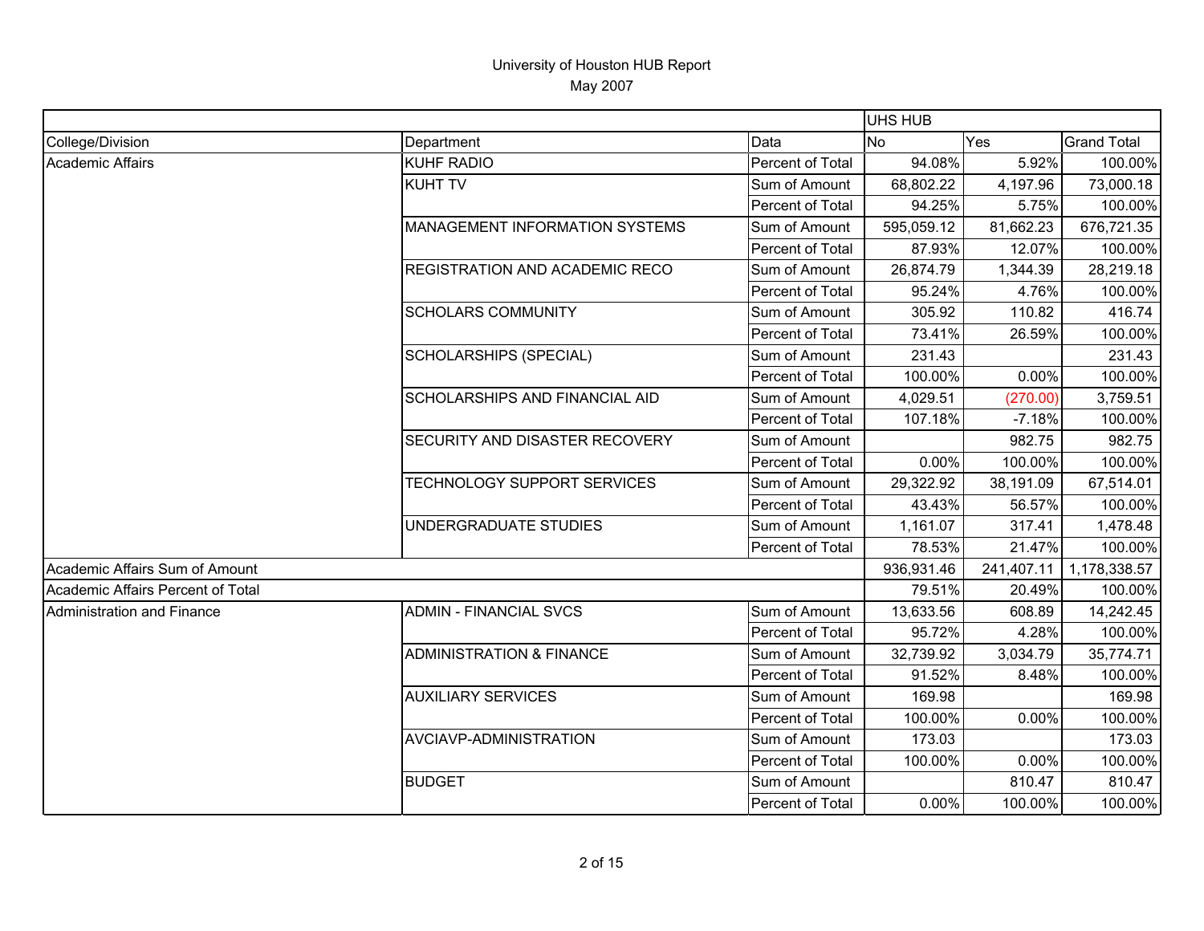# University of Houston HUB Report

May 2007

| | | | UHS HUB | | |
|---|---|---|---|---|---|
| College/Division | Department | Data | No | Yes | Grand Total |
| Academic Affairs | KUHF RADIO | Percent of Total | 94.08% | 5.92% | 100.00% |
| | KUHT TV | Sum of Amount | 68,802.22 | 4,197.96 | 73,000.18 |
| | | Percent of Total | 94.25% | 5.75% | 100.00% |
| | MANAGEMENT INFORMATION SYSTEMS | Sum of Amount | 595,059.12 | 81,662.23 | 676,721.35 |
| | | Percent of Total | 87.93% | 12.07% | 100.00% |
| | REGISTRATION AND ACADEMIC RECO | Sum of Amount | 26,874.79 | 1,344.39 | 28,219.18 |
| | | Percent of Total | 95.24% | 4.76% | 100.00% |
| | SCHOLARS COMMUNITY | Sum of Amount | 305.92 | 110.82 | 416.74 |
| | | Percent of Total | 73.41% | 26.59% | 100.00% |
| | SCHOLARSHIPS (SPECIAL) | Sum of Amount | 231.43 | | 231.43 |
| | | Percent of Total | 100.00% | 0.00% | 100.00% |
| | SCHOLARSHIPS AND FINANCIAL AID | Sum of Amount | 4,029.51 | (270.00) | 3,759.51 |
| | | Percent of Total | 107.18% | -7.18% | 100.00% |
| | SECURITY AND DISASTER RECOVERY | Sum of Amount | | 982.75 | 982.75 |
| | | Percent of Total | 0.00% | 100.00% | 100.00% |
| | TECHNOLOGY SUPPORT SERVICES | Sum of Amount | 29,322.92 | 38,191.09 | 67,514.01 |
| | | Percent of Total | 43.43% | 56.57% | 100.00% |
| | UNDERGRADUATE STUDIES | Sum of Amount | 1,161.07 | 317.41 | 1,478.48 |
| | | Percent of Total | 78.53% | 21.47% | 100.00% |
| Academic Affairs Sum of Amount | | | 936,931.46 | 241,407.11 | 1,178,338.57 |
| Academic Affairs Percent of Total | | | 79.51% | 20.49% | 100.00% |
| Administration and Finance | ADMIN - FINANCIAL SVCS | Sum of Amount | 13,633.56 | 608.89 | 14,242.45 |
| | | Percent of Total | 95.72% | 4.28% | 100.00% |
| | ADMINISTRATION & FINANCE | Sum of Amount | 32,739.92 | 3,034.79 | 35,774.71 |
| | | Percent of Total | 91.52% | 8.48% | 100.00% |
| | AUXILIARY SERVICES | Sum of Amount | 169.98 | | 169.98 |
| | | Percent of Total | 100.00% | 0.00% | 100.00% |
| | AVCIAVP-ADMINISTRATION | Sum of Amount | 173.03 | | 173.03 |
| | | Percent of Total | 100.00% | 0.00% | 100.00% |
| | BUDGET | Sum of Amount | | 810.47 | 810.47 |
| | | Percent of Total | 0.00% | 100.00% | 100.00% |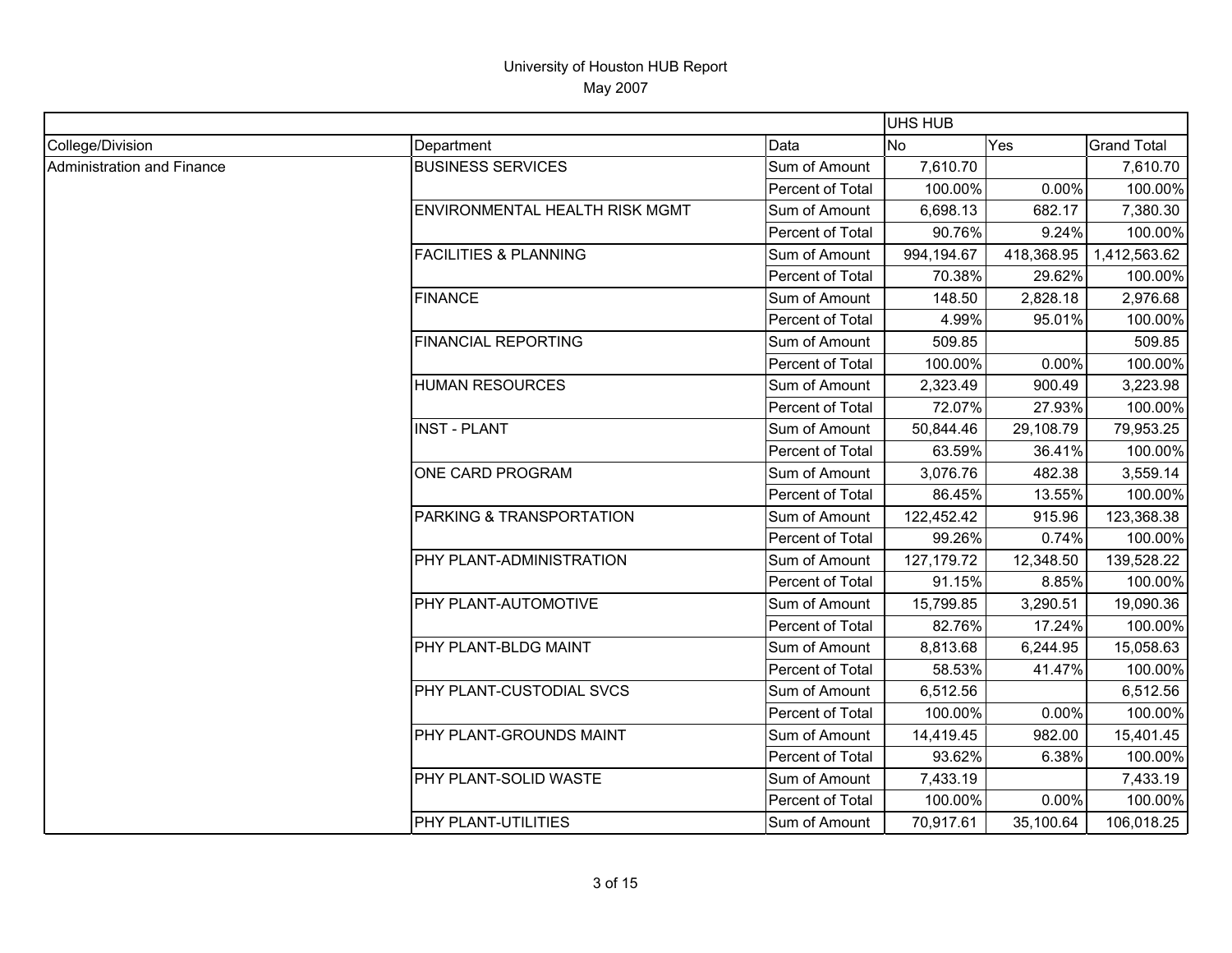University of Houston HUB Report
May 2007

| | | | UHS HUB | | |
|---|---|---|---|---|---|
| College/Division | Department | Data | No | Yes | Grand Total |
| Administration and Finance | BUSINESS SERVICES | Sum of Amount | 7,610.70 | | 7,610.70 |
| | | Percent of Total | 100.00% | 0.00% | 100.00% |
| | ENVIRONMENTAL HEALTH RISK MGMT | Sum of Amount | 6,698.13 | 682.17 | 7,380.30 |
| | | Percent of Total | 90.76% | 9.24% | 100.00% |
| | FACILITIES & PLANNING | Sum of Amount | 994,194.67 | 418,368.95 | 1,412,563.62 |
| | | Percent of Total | 70.38% | 29.62% | 100.00% |
| | FINANCE | Sum of Amount | 148.50 | 2,828.18 | 2,976.68 |
| | | Percent of Total | 4.99% | 95.01% | 100.00% |
| | FINANCIAL REPORTING | Sum of Amount | 509.85 | | 509.85 |
| | | Percent of Total | 100.00% | 0.00% | 100.00% |
| | HUMAN RESOURCES | Sum of Amount | 2,323.49 | 900.49 | 3,223.98 |
| | | Percent of Total | 72.07% | 27.93% | 100.00% |
| | INST - PLANT | Sum of Amount | 50,844.46 | 29,108.79 | 79,953.25 |
| | | Percent of Total | 63.59% | 36.41% | 100.00% |
| | ONE CARD PROGRAM | Sum of Amount | 3,076.76 | 482.38 | 3,559.14 |
| | | Percent of Total | 86.45% | 13.55% | 100.00% |
| | PARKING & TRANSPORTATION | Sum of Amount | 122,452.42 | 915.96 | 123,368.38 |
| | | Percent of Total | 99.26% | 0.74% | 100.00% |
| | PHY PLANT-ADMINISTRATION | Sum of Amount | 127,179.72 | 12,348.50 | 139,528.22 |
| | | Percent of Total | 91.15% | 8.85% | 100.00% |
| | PHY PLANT-AUTOMOTIVE | Sum of Amount | 15,799.85 | 3,290.51 | 19,090.36 |
| | | Percent of Total | 82.76% | 17.24% | 100.00% |
| | PHY PLANT-BLDG MAINT | Sum of Amount | 8,813.68 | 6,244.95 | 15,058.63 |
| | | Percent of Total | 58.53% | 41.47% | 100.00% |
| | PHY PLANT-CUSTODIAL SVCS | Sum of Amount | 6,512.56 | | 6,512.56 |
| | | Percent of Total | 100.00% | 0.00% | 100.00% |
| | PHY PLANT-GROUNDS MAINT | Sum of Amount | 14,419.45 | 982.00 | 15,401.45 |
| | | Percent of Total | 93.62% | 6.38% | 100.00% |
| | PHY PLANT-SOLID WASTE | Sum of Amount | 7,433.19 | | 7,433.19 |
| | | Percent of Total | 100.00% | 0.00% | 100.00% |
| | PHY PLANT-UTILITIES | Sum of Amount | 70,917.61 | 35,100.64 | 106,018.25 |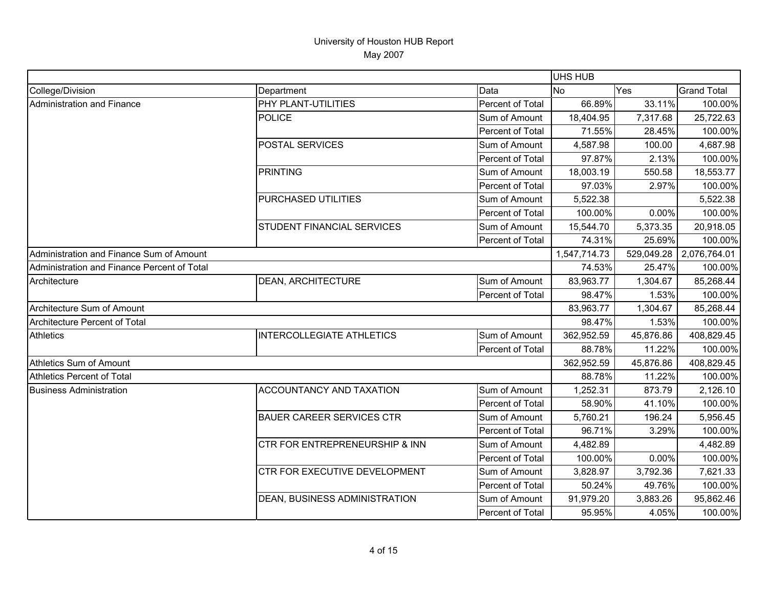University of Houston HUB Report
May 2007

| | | | UHS HUB | | |
|---|---|---|---|---|---|
| College/Division | Department | Data | No | Yes | Grand Total |
| Administration and Finance | PHY PLANT-UTILITIES | Percent of Total | 66.89% | 33.11% | 100.00% |
| | POLICE | Sum of Amount | 18,404.95 | 7,317.68 | 25,722.63 |
| | | Percent of Total | 71.55% | 28.45% | 100.00% |
| | POSTAL SERVICES | Sum of Amount | 4,587.98 | 100.00 | 4,687.98 |
| | | Percent of Total | 97.87% | 2.13% | 100.00% |
| | PRINTING | Sum of Amount | 18,003.19 | 550.58 | 18,553.77 |
| | | Percent of Total | 97.03% | 2.97% | 100.00% |
| | PURCHASED UTILITIES | Sum of Amount | 5,522.38 | | 5,522.38 |
| | | Percent of Total | 100.00% | 0.00% | 100.00% |
| | STUDENT FINANCIAL SERVICES | Sum of Amount | 15,544.70 | 5,373.35 | 20,918.05 |
| | | Percent of Total | 74.31% | 25.69% | 100.00% |
| Administration and Finance Sum of Amount | | | 1,547,714.73 | 529,049.28 | 2,076,764.01 |
| Administration and Finance Percent of Total | | | 74.53% | 25.47% | 100.00% |
| Architecture | DEAN, ARCHITECTURE | Sum of Amount | 83,963.77 | 1,304.67 | 85,268.44 |
| | | Percent of Total | 98.47% | 1.53% | 100.00% |
| Architecture Sum of Amount | | | 83,963.77 | 1,304.67 | 85,268.44 |
| Architecture Percent of Total | | | 98.47% | 1.53% | 100.00% |
| Athletics | INTERCOLLEGIATE ATHLETICS | Sum of Amount | 362,952.59 | 45,876.86 | 408,829.45 |
| | | Percent of Total | 88.78% | 11.22% | 100.00% |
| Athletics Sum of Amount | | | 362,952.59 | 45,876.86 | 408,829.45 |
| Athletics Percent of Total | | | 88.78% | 11.22% | 100.00% |
| Business Administration | ACCOUNTANCY AND TAXATION | Sum of Amount | 1,252.31 | 873.79 | 2,126.10 |
| | | Percent of Total | 58.90% | 41.10% | 100.00% |
| | BAUER CAREER SERVICES CTR | Sum of Amount | 5,760.21 | 196.24 | 5,956.45 |
| | | Percent of Total | 96.71% | 3.29% | 100.00% |
| | CTR FOR ENTREPRENEURSHIP & INN | Sum of Amount | 4,482.89 | | 4,482.89 |
| | | Percent of Total | 100.00% | 0.00% | 100.00% |
| | CTR FOR EXECUTIVE DEVELOPMENT | Sum of Amount | 3,828.97 | 3,792.36 | 7,621.33 |
| | | Percent of Total | 50.24% | 49.76% | 100.00% |
| | DEAN, BUSINESS ADMINISTRATION | Sum of Amount | 91,979.20 | 3,883.26 | 95,862.46 |
| | | Percent of Total | 95.95% | 4.05% | 100.00% |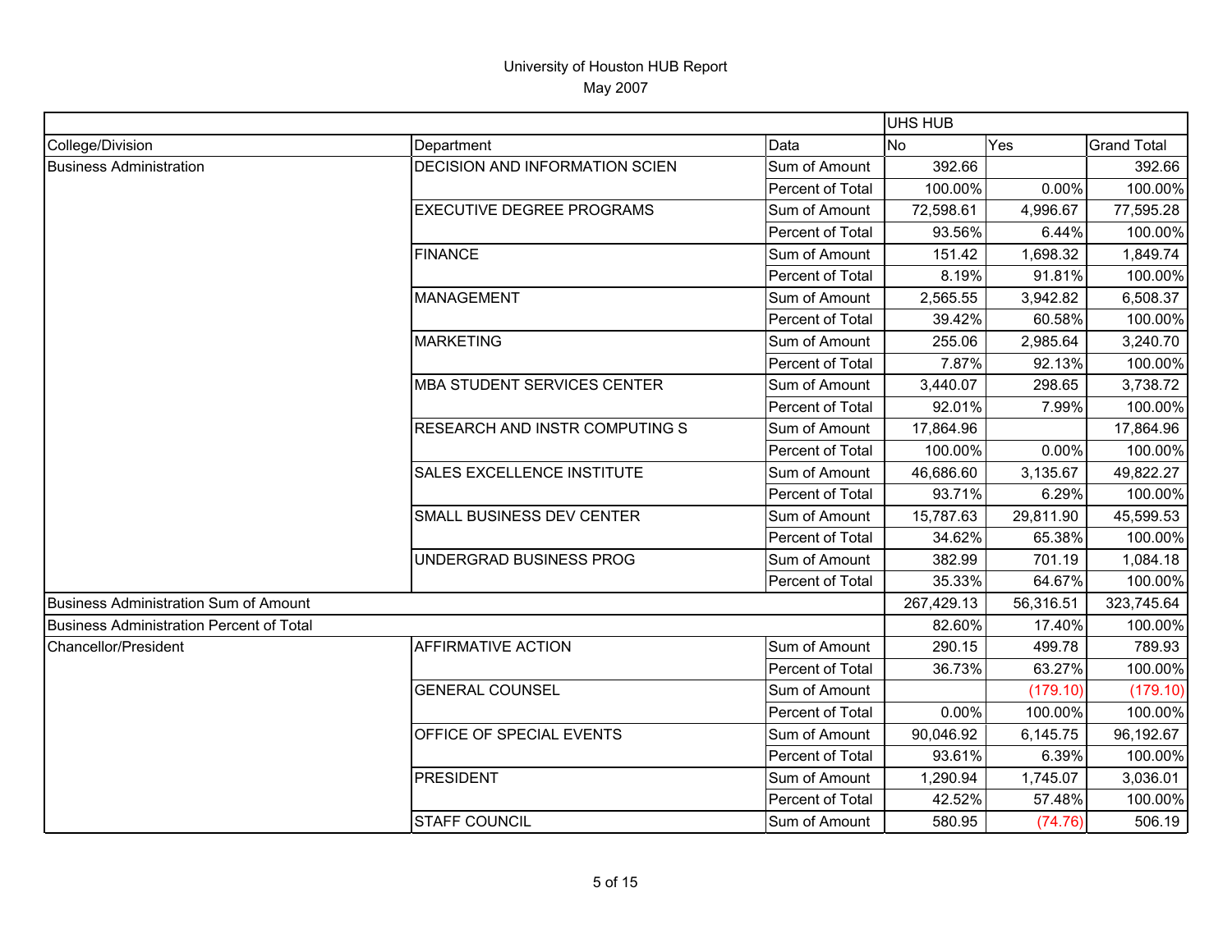University of Houston HUB Report

May 2007

| | | | UHS HUB | | |
|---|---|---|---|---|---|
| College/Division | Department | Data | No | Yes | Grand Total |
| Business Administration | DECISION AND INFORMATION SCIEN | Sum of Amount | 392.66 | | 392.66 |
| | | Percent of Total | 100.00% | 0.00% | 100.00% |
| | EXECUTIVE DEGREE PROGRAMS | Sum of Amount | 72,598.61 | 4,996.67 | 77,595.28 |
| | | Percent of Total | 93.56% | 6.44% | 100.00% |
| | FINANCE | Sum of Amount | 151.42 | 1,698.32 | 1,849.74 |
| | | Percent of Total | 8.19% | 91.81% | 100.00% |
| | MANAGEMENT | Sum of Amount | 2,565.55 | 3,942.82 | 6,508.37 |
| | | Percent of Total | 39.42% | 60.58% | 100.00% |
| | MARKETING | Sum of Amount | 255.06 | 2,985.64 | 3,240.70 |
| | | Percent of Total | 7.87% | 92.13% | 100.00% |
| | MBA STUDENT SERVICES CENTER | Sum of Amount | 3,440.07 | 298.65 | 3,738.72 |
| | | Percent of Total | 92.01% | 7.99% | 100.00% |
| | RESEARCH AND INSTR COMPUTING S | Sum of Amount | 17,864.96 | | 17,864.96 |
| | | Percent of Total | 100.00% | 0.00% | 100.00% |
| | SALES EXCELLENCE INSTITUTE | Sum of Amount | 46,686.60 | 3,135.67 | 49,822.27 |
| | | Percent of Total | 93.71% | 6.29% | 100.00% |
| | SMALL BUSINESS DEV CENTER | Sum of Amount | 15,787.63 | 29,811.90 | 45,599.53 |
| | | Percent of Total | 34.62% | 65.38% | 100.00% |
| | UNDERGRAD BUSINESS PROG | Sum of Amount | 382.99 | 701.19 | 1,084.18 |
| | | Percent of Total | 35.33% | 64.67% | 100.00% |
| Business Administration Sum of Amount | | | 267,429.13 | 56,316.51 | 323,745.64 |
| Business Administration Percent of Total | | | 82.60% | 17.40% | 100.00% |
| Chancellor/President | AFFIRMATIVE ACTION | Sum of Amount | 290.15 | 499.78 | 789.93 |
| | | Percent of Total | 36.73% | 63.27% | 100.00% |
| | GENERAL COUNSEL | Sum of Amount | | (179.10) | (179.10) |
| | | Percent of Total | 0.00% | 100.00% | 100.00% |
| | OFFICE OF SPECIAL EVENTS | Sum of Amount | 90,046.92 | 6,145.75 | 96,192.67 |
| | | Percent of Total | 93.61% | 6.39% | 100.00% |
| | PRESIDENT | Sum of Amount | 1,290.94 | 1,745.07 | 3,036.01 |
| | | Percent of Total | 42.52% | 57.48% | 100.00% |
| | STAFF COUNCIL | Sum of Amount | 580.95 | (74.76) | 506.19 |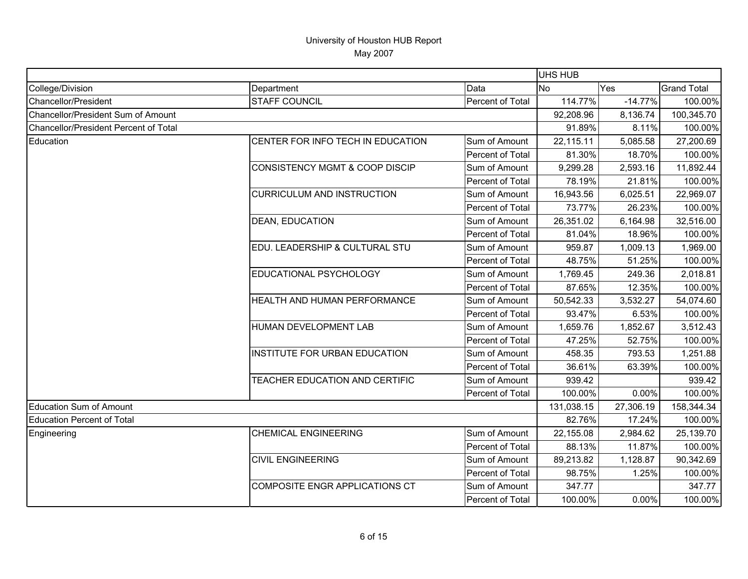# University of Houston HUB Report

May 2007

| | | | UHS HUB | | |
|---|---|---|---|---|---|
| College/Division | Department | Data | No | Yes | Grand Total |
| Chancellor/President | STAFF COUNCIL | Percent of Total | 114.77% | -14.77% | 100.00% |
| Chancellor/President Sum of Amount | | | 92,208.96 | 8,136.74 | 100,345.70 |
| Chancellor/President Percent of Total | | | 91.89% | 8.11% | 100.00% |
| Education | CENTER FOR INFO TECH IN EDUCATION | Sum of Amount | 22,115.11 | 5,085.58 | 27,200.69 |
| | | Percent of Total | 81.30% | 18.70% | 100.00% |
| | CONSISTENCY MGMT & COOP DISCIP | Sum of Amount | 9,299.28 | 2,593.16 | 11,892.44 |
| | | Percent of Total | 78.19% | 21.81% | 100.00% |
| | CURRICULUM AND INSTRUCTION | Sum of Amount | 16,943.56 | 6,025.51 | 22,969.07 |
| | | Percent of Total | 73.77% | 26.23% | 100.00% |
| | DEAN, EDUCATION | Sum of Amount | 26,351.02 | 6,164.98 | 32,516.00 |
| | | Percent of Total | 81.04% | 18.96% | 100.00% |
| | EDU. LEADERSHIP & CULTURAL STU | Sum of Amount | 959.87 | 1,009.13 | 1,969.00 |
| | | Percent of Total | 48.75% | 51.25% | 100.00% |
| | EDUCATIONAL PSYCHOLOGY | Sum of Amount | 1,769.45 | 249.36 | 2,018.81 |
| | | Percent of Total | 87.65% | 12.35% | 100.00% |
| | HEALTH AND HUMAN PERFORMANCE | Sum of Amount | 50,542.33 | 3,532.27 | 54,074.60 |
| | | Percent of Total | 93.47% | 6.53% | 100.00% |
| | HUMAN DEVELOPMENT LAB | Sum of Amount | 1,659.76 | 1,852.67 | 3,512.43 |
| | | Percent of Total | 47.25% | 52.75% | 100.00% |
| | INSTITUTE FOR URBAN EDUCATION | Sum of Amount | 458.35 | 793.53 | 1,251.88 |
| | | Percent of Total | 36.61% | 63.39% | 100.00% |
| | TEACHER EDUCATION AND CERTIFIC | Sum of Amount | 939.42 | | 939.42 |
| | | Percent of Total | 100.00% | 0.00% | 100.00% |
| Education Sum of Amount | | | 131,038.15 | 27,306.19 | 158,344.34 |
| Education Percent of Total | | | 82.76% | 17.24% | 100.00% |
| Engineering | CHEMICAL ENGINEERING | Sum of Amount | 22,155.08 | 2,984.62 | 25,139.70 |
| | | Percent of Total | 88.13% | 11.87% | 100.00% |
| | CIVIL ENGINEERING | Sum of Amount | 89,213.82 | 1,128.87 | 90,342.69 |
| | | Percent of Total | 98.75% | 1.25% | 100.00% |
| | COMPOSITE ENGR APPLICATIONS CT | Sum of Amount | 347.77 | | 347.77 |
| | | Percent of Total | 100.00% | 0.00% | 100.00% |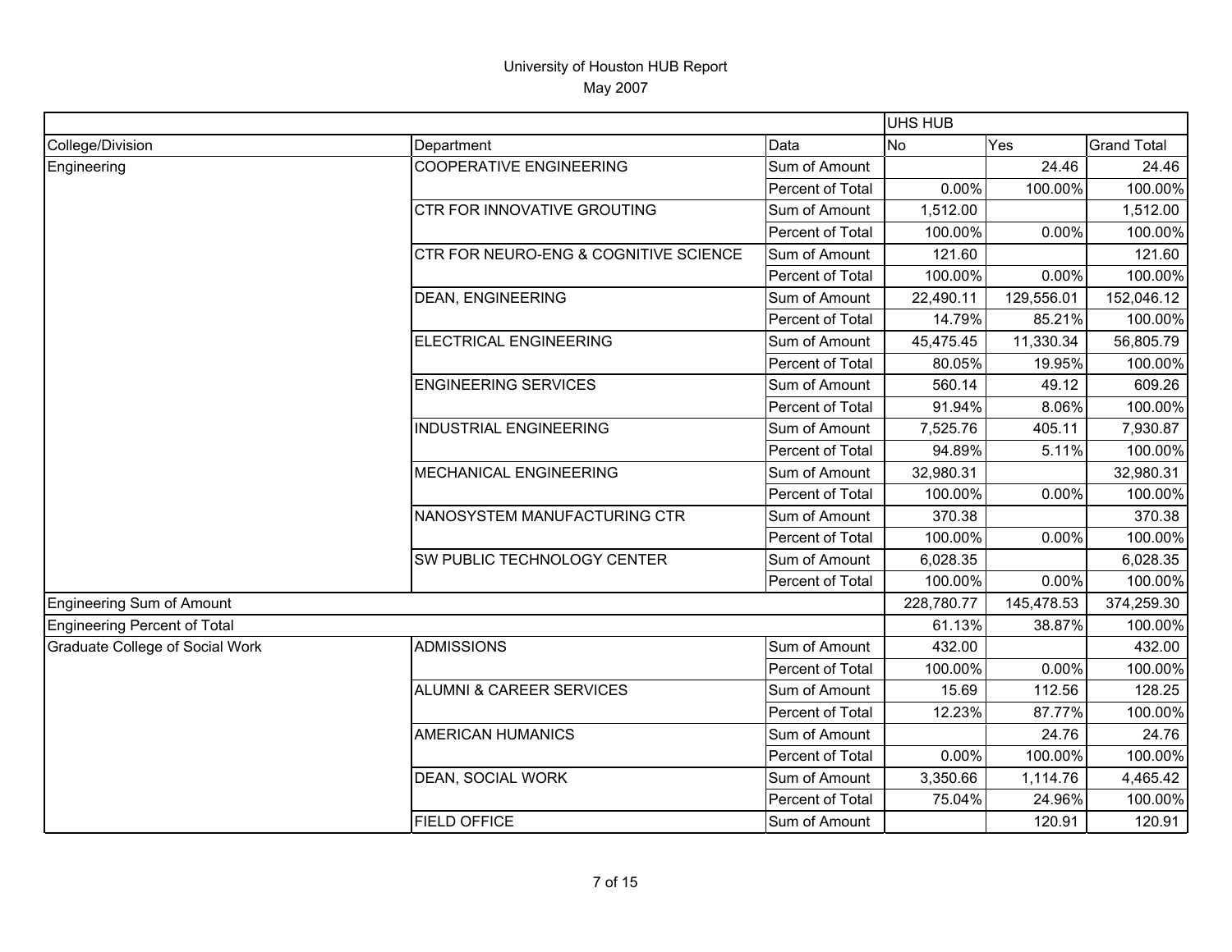# University of Houston HUB Report

May 2007

| | | | UHS HUB | | |
|---|---|---|---|---|---|
| College/Division | Department | Data | No | Yes | Grand Total |
| Engineering | COOPERATIVE ENGINEERING | Sum of Amount | | 24.46 | 24.46 |
| | | Percent of Total | 0.00% | 100.00% | 100.00% |
| | CTR FOR INNOVATIVE GROUTING | Sum of Amount | 1,512.00 | | 1,512.00 |
| | | Percent of Total | 100.00% | 0.00% | 100.00% |
| | CTR FOR NEURO-ENG & COGNITIVE SCIENCE | Sum of Amount | 121.60 | | 121.60 |
| | | Percent of Total | 100.00% | 0.00% | 100.00% |
| | DEAN, ENGINEERING | Sum of Amount | 22,490.11 | 129,556.01 | 152,046.12 |
| | | Percent of Total | 14.79% | 85.21% | 100.00% |
| | ELECTRICAL ENGINEERING | Sum of Amount | 45,475.45 | 11,330.34 | 56,805.79 |
| | | Percent of Total | 80.05% | 19.95% | 100.00% |
| | ENGINEERING SERVICES | Sum of Amount | 560.14 | 49.12 | 609.26 |
| | | Percent of Total | 91.94% | 8.06% | 100.00% |
| | INDUSTRIAL ENGINEERING | Sum of Amount | 7,525.76 | 405.11 | 7,930.87 |
| | | Percent of Total | 94.89% | 5.11% | 100.00% |
| | MECHANICAL ENGINEERING | Sum of Amount | 32,980.31 | | 32,980.31 |
| | | Percent of Total | 100.00% | 0.00% | 100.00% |
| | NANOSYSTEM MANUFACTURING CTR | Sum of Amount | 370.38 | | 370.38 |
| | | Percent of Total | 100.00% | 0.00% | 100.00% |
| | SW PUBLIC TECHNOLOGY CENTER | Sum of Amount | 6,028.35 | | 6,028.35 |
| | | Percent of Total | 100.00% | 0.00% | 100.00% |
| Engineering Sum of Amount | | | 228,780.77 | 145,478.53 | 374,259.30 |
| Engineering Percent of Total | | | 61.13% | 38.87% | 100.00% |
| Graduate College of Social Work | ADMISSIONS | Sum of Amount | 432.00 | | 432.00 |
| | | Percent of Total | 100.00% | 0.00% | 100.00% |
| | ALUMNI & CAREER SERVICES | Sum of Amount | 15.69 | 112.56 | 128.25 |
| | | Percent of Total | 12.23% | 87.77% | 100.00% |
| | AMERICAN HUMANICS | Sum of Amount | | 24.76 | 24.76 |
| | | Percent of Total | 0.00% | 100.00% | 100.00% |
| | DEAN, SOCIAL WORK | Sum of Amount | 3,350.66 | 1,114.76 | 4,465.42 |
| | | Percent of Total | 75.04% | 24.96% | 100.00% |
| | FIELD OFFICE | Sum of Amount | | 120.91 | 120.91 |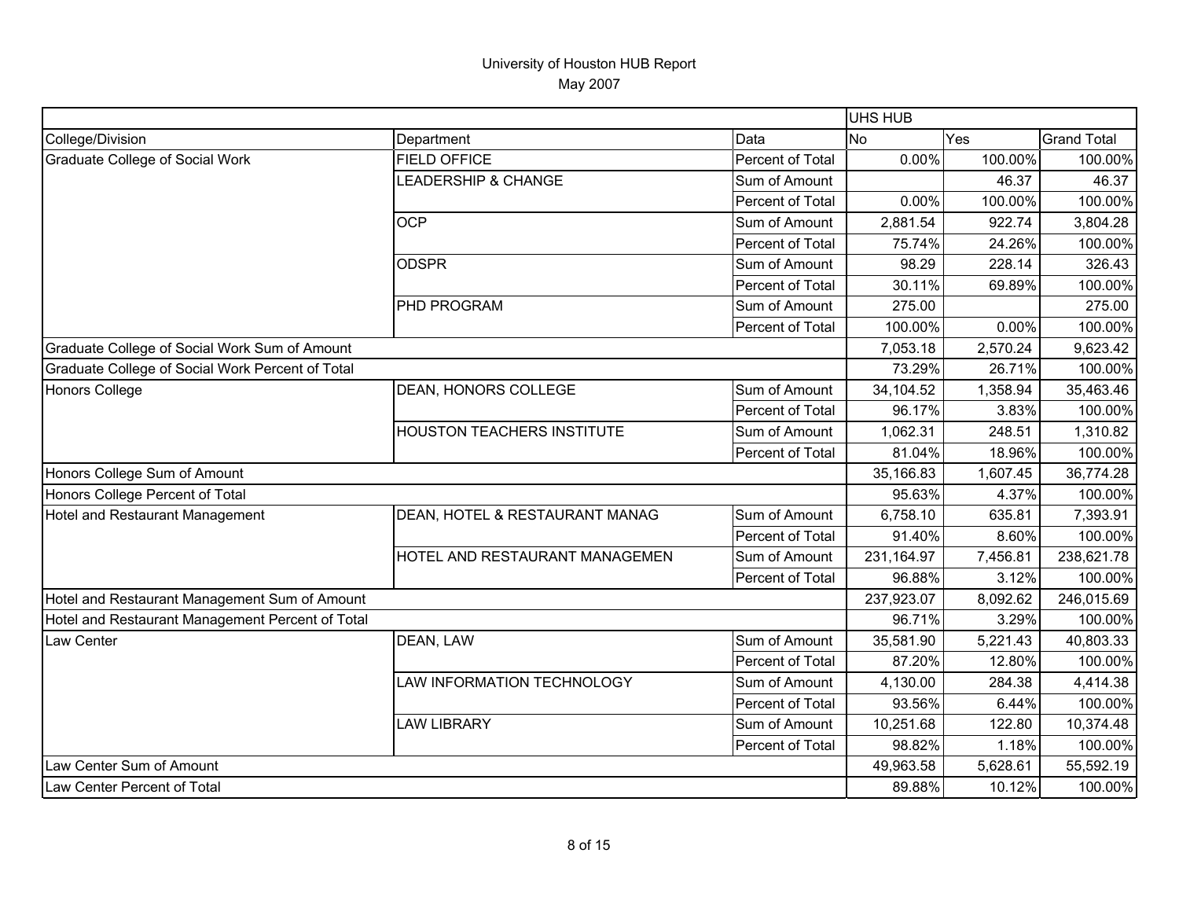# University of Houston HUB Report

May 2007

| | | | UHS HUB | | |
|---|---|---|---|---|---|
| College/Division | Department | Data | No | Yes | Grand Total |
| Graduate College of Social Work | FIELD OFFICE | Percent of Total | 0.00% | 100.00% | 100.00% |
| | LEADERSHIP & CHANGE | Sum of Amount | | 46.37 | 46.37 |
| | | Percent of Total | 0.00% | 100.00% | 100.00% |
| | OCP | Sum of Amount | 2,881.54 | 922.74 | 3,804.28 |
| | | Percent of Total | 75.74% | 24.26% | 100.00% |
| | ODSPR | Sum of Amount | 98.29 | 228.14 | 326.43 |
| | | Percent of Total | 30.11% | 69.89% | 100.00% |
| | PHD PROGRAM | Sum of Amount | 275.00 | | 275.00 |
| | | Percent of Total | 100.00% | 0.00% | 100.00% |
| Graduate College of Social Work Sum of Amount | | | 7,053.18 | 2,570.24 | 9,623.42 |
| Graduate College of Social Work Percent of Total | | | 73.29% | 26.71% | 100.00% |
| Honors College | DEAN, HONORS COLLEGE | Sum of Amount | 34,104.52 | 1,358.94 | 35,463.46 |
| | | Percent of Total | 96.17% | 3.83% | 100.00% |
| | HOUSTON TEACHERS INSTITUTE | Sum of Amount | 1,062.31 | 248.51 | 1,310.82 |
| | | Percent of Total | 81.04% | 18.96% | 100.00% |
| Honors College Sum of Amount | | | 35,166.83 | 1,607.45 | 36,774.28 |
| Honors College Percent of Total | | | 95.63% | 4.37% | 100.00% |
| Hotel and Restaurant Management | DEAN, HOTEL & RESTAURANT MANAG | Sum of Amount | 6,758.10 | 635.81 | 7,393.91 |
| | | Percent of Total | 91.40% | 8.60% | 100.00% |
| | HOTEL AND RESTAURANT MANAGEMEN | Sum of Amount | 231,164.97 | 7,456.81 | 238,621.78 |
| | | Percent of Total | 96.88% | 3.12% | 100.00% |
| Hotel and Restaurant Management Sum of Amount | | | 237,923.07 | 8,092.62 | 246,015.69 |
| Hotel and Restaurant Management Percent of Total | | | 96.71% | 3.29% | 100.00% |
| Law Center | DEAN, LAW | Sum of Amount | 35,581.90 | 5,221.43 | 40,803.33 |
| | | Percent of Total | 87.20% | 12.80% | 100.00% |
| | LAW INFORMATION TECHNOLOGY | Sum of Amount | 4,130.00 | 284.38 | 4,414.38 |
| | | Percent of Total | 93.56% | 6.44% | 100.00% |
| | LAW LIBRARY | Sum of Amount | 10,251.68 | 122.80 | 10,374.48 |
| | | Percent of Total | 98.82% | 1.18% | 100.00% |
| Law Center Sum of Amount | | | 49,963.58 | 5,628.61 | 55,592.19 |
| Law Center Percent of Total | | | 89.88% | 10.12% | 100.00% |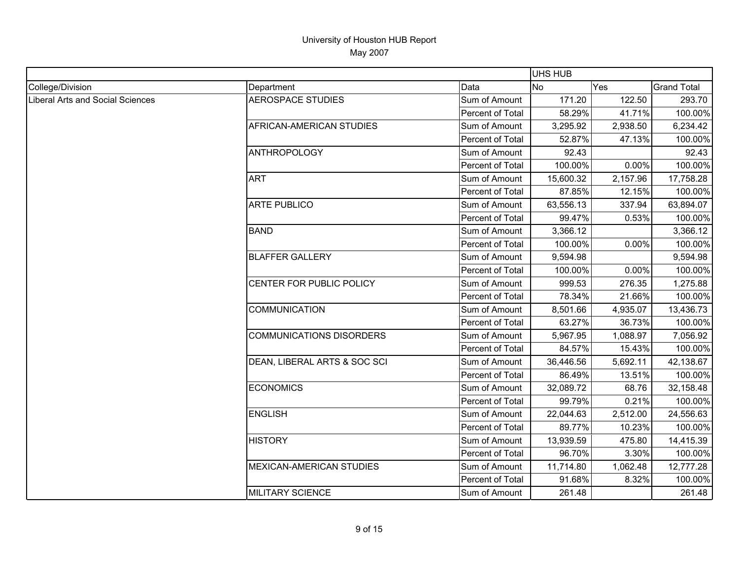University of Houston HUB Report

May 2007

| | | | UHS HUB | | |
|---|---|---|---|---|---|
| College/Division | Department | Data | No | Yes | Grand Total |
| Liberal Arts and Social Sciences | AEROSPACE STUDIES | Sum of Amount | 171.20 | 122.50 | 293.70 |
| | | Percent of Total | 58.29% | 41.71% | 100.00% |
| | AFRICAN-AMERICAN STUDIES | Sum of Amount | 3,295.92 | 2,938.50 | 6,234.42 |
| | | Percent of Total | 52.87% | 47.13% | 100.00% |
| | ANTHROPOLOGY | Sum of Amount | 92.43 | | 92.43 |
| | | Percent of Total | 100.00% | 0.00% | 100.00% |
| | ART | Sum of Amount | 15,600.32 | 2,157.96 | 17,758.28 |
| | | Percent of Total | 87.85% | 12.15% | 100.00% |
| | ARTE PUBLICO | Sum of Amount | 63,556.13 | 337.94 | 63,894.07 |
| | | Percent of Total | 99.47% | 0.53% | 100.00% |
| | BAND | Sum of Amount | 3,366.12 | | 3,366.12 |
| | | Percent of Total | 100.00% | 0.00% | 100.00% |
| | BLAFFER GALLERY | Sum of Amount | 9,594.98 | | 9,594.98 |
| | | Percent of Total | 100.00% | 0.00% | 100.00% |
| | CENTER FOR PUBLIC POLICY | Sum of Amount | 999.53 | 276.35 | 1,275.88 |
| | | Percent of Total | 78.34% | 21.66% | 100.00% |
| | COMMUNICATION | Sum of Amount | 8,501.66 | 4,935.07 | 13,436.73 |
| | | Percent of Total | 63.27% | 36.73% | 100.00% |
| | COMMUNICATIONS DISORDERS | Sum of Amount | 5,967.95 | 1,088.97 | 7,056.92 |
| | | Percent of Total | 84.57% | 15.43% | 100.00% |
| | DEAN, LIBERAL ARTS & SOC SCI | Sum of Amount | 36,446.56 | 5,692.11 | 42,138.67 |
| | | Percent of Total | 86.49% | 13.51% | 100.00% |
| | ECONOMICS | Sum of Amount | 32,089.72 | 68.76 | 32,158.48 |
| | | Percent of Total | 99.79% | 0.21% | 100.00% |
| | ENGLISH | Sum of Amount | 22,044.63 | 2,512.00 | 24,556.63 |
| | | Percent of Total | 89.77% | 10.23% | 100.00% |
| | HISTORY | Sum of Amount | 13,939.59 | 475.80 | 14,415.39 |
| | | Percent of Total | 96.70% | 3.30% | 100.00% |
| | MEXICAN-AMERICAN STUDIES | Sum of Amount | 11,714.80 | 1,062.48 | 12,777.28 |
| | | Percent of Total | 91.68% | 8.32% | 100.00% |
| | MILITARY SCIENCE | Sum of Amount | 261.48 | | 261.48 |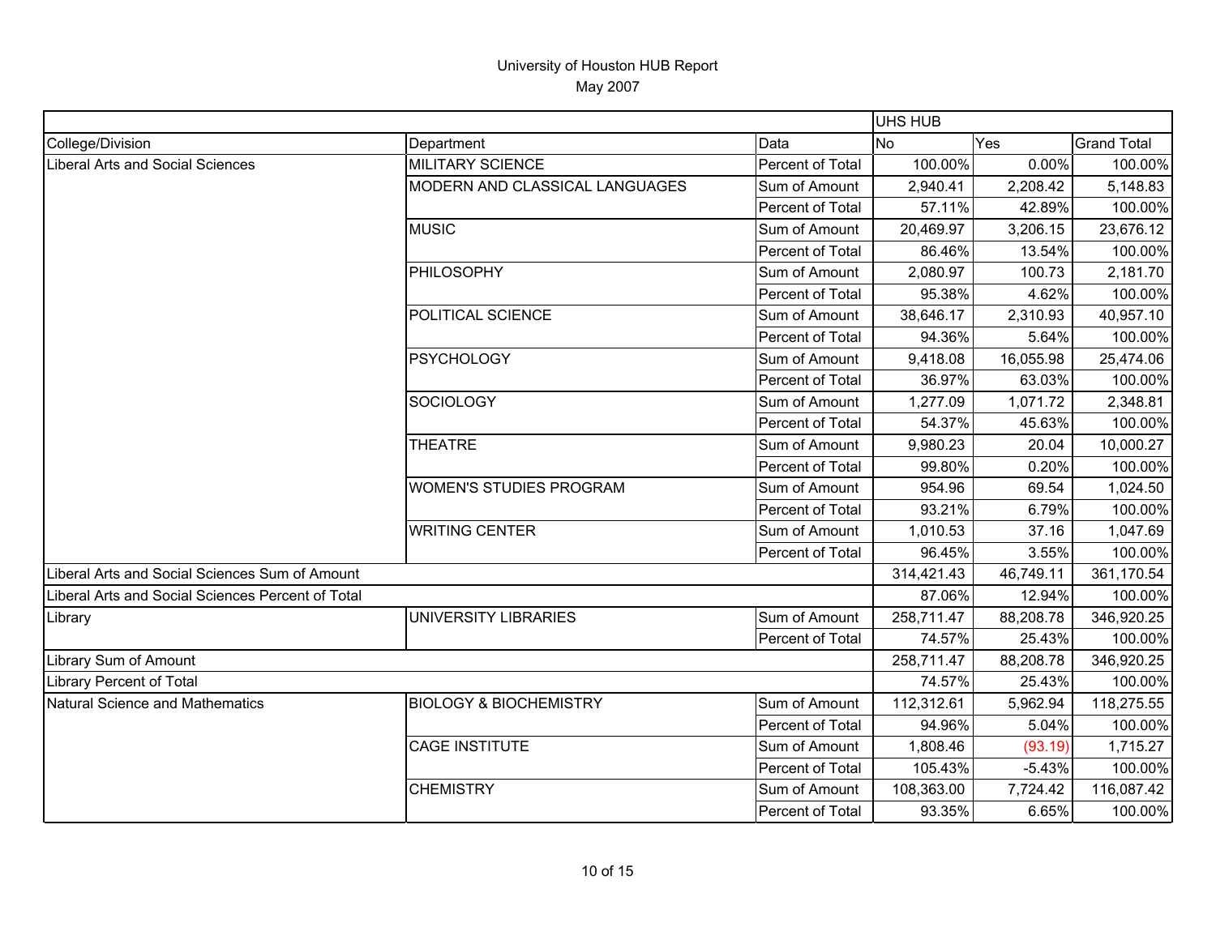University of Houston HUB Report
May 2007

| | | | UHS HUB | | |
|---|---|---|---|---|---|
| College/Division | Department | Data | No | Yes | Grand Total |
| Liberal Arts and Social Sciences | MILITARY SCIENCE | Percent of Total | 100.00% | 0.00% | 100.00% |
| | MODERN AND CLASSICAL LANGUAGES | Sum of Amount | 2,940.41 | 2,208.42 | 5,148.83 |
| | | Percent of Total | 57.11% | 42.89% | 100.00% |
| | MUSIC | Sum of Amount | 20,469.97 | 3,206.15 | 23,676.12 |
| | | Percent of Total | 86.46% | 13.54% | 100.00% |
| | PHILOSOPHY | Sum of Amount | 2,080.97 | 100.73 | 2,181.70 |
| | | Percent of Total | 95.38% | 4.62% | 100.00% |
| | POLITICAL SCIENCE | Sum of Amount | 38,646.17 | 2,310.93 | 40,957.10 |
| | | Percent of Total | 94.36% | 5.64% | 100.00% |
| | PSYCHOLOGY | Sum of Amount | 9,418.08 | 16,055.98 | 25,474.06 |
| | | Percent of Total | 36.97% | 63.03% | 100.00% |
| | SOCIOLOGY | Sum of Amount | 1,277.09 | 1,071.72 | 2,348.81 |
| | | Percent of Total | 54.37% | 45.63% | 100.00% |
| | THEATRE | Sum of Amount | 9,980.23 | 20.04 | 10,000.27 |
| | | Percent of Total | 99.80% | 0.20% | 100.00% |
| | WOMEN'S STUDIES PROGRAM | Sum of Amount | 954.96 | 69.54 | 1,024.50 |
| | | Percent of Total | 93.21% | 6.79% | 100.00% |
| | WRITING CENTER | Sum of Amount | 1,010.53 | 37.16 | 1,047.69 |
| | | Percent of Total | 96.45% | 3.55% | 100.00% |
| Liberal Arts and Social Sciences Sum of Amount | | | 314,421.43 | 46,749.11 | 361,170.54 |
| Liberal Arts and Social Sciences Percent of Total | | | 87.06% | 12.94% | 100.00% |
| Library | UNIVERSITY LIBRARIES | Sum of Amount | 258,711.47 | 88,208.78 | 346,920.25 |
| | | Percent of Total | 74.57% | 25.43% | 100.00% |
| Library Sum of Amount | | | 258,711.47 | 88,208.78 | 346,920.25 |
| Library Percent of Total | | | 74.57% | 25.43% | 100.00% |
| Natural Science and Mathematics | BIOLOGY & BIOCHEMISTRY | Sum of Amount | 112,312.61 | 5,962.94 | 118,275.55 |
| | | Percent of Total | 94.96% | 5.04% | 100.00% |
| | CAGE INSTITUTE | Sum of Amount | 1,808.46 | (93.19) | 1,715.27 |
| | | Percent of Total | 105.43% | -5.43% | 100.00% |
| | CHEMISTRY | Sum of Amount | 108,363.00 | 7,724.42 | 116,087.42 |
| | | Percent of Total | 93.35% | 6.65% | 100.00% |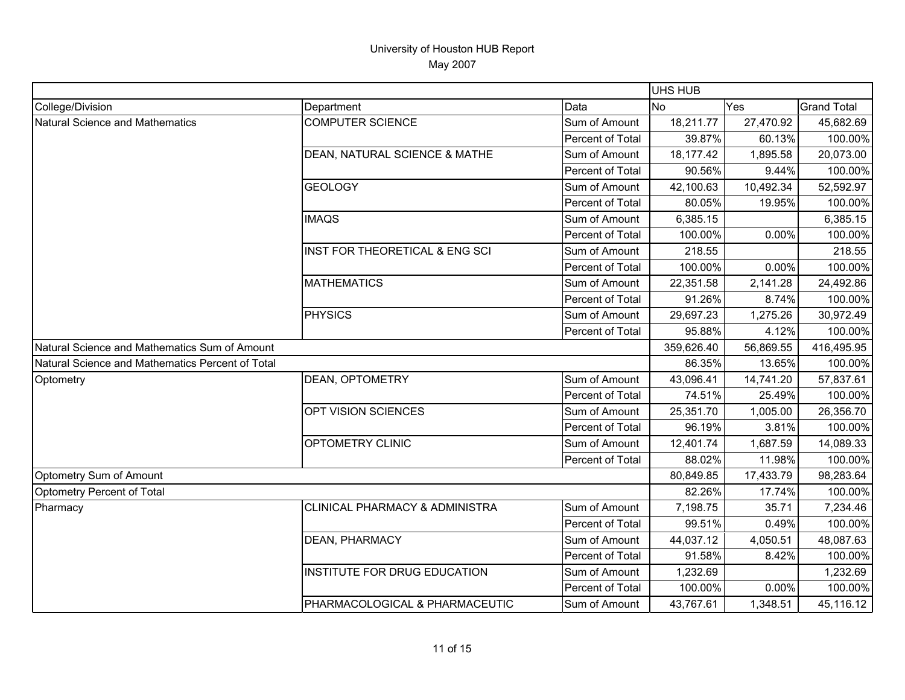# University of Houston HUB Report

May 2007

| | | | UHS HUB | | |
|---|---|---|---|---|---|
| College/Division | Department | Data | No | Yes | Grand Total |
| Natural Science and Mathematics | COMPUTER SCIENCE | Sum of Amount | 18,211.77 | 27,470.92 | 45,682.69 |
| | | Percent of Total | 39.87% | 60.13% | 100.00% |
| | DEAN, NATURAL SCIENCE & MATHE | Sum of Amount | 18,177.42 | 1,895.58 | 20,073.00 |
| | | Percent of Total | 90.56% | 9.44% | 100.00% |
| | GEOLOGY | Sum of Amount | 42,100.63 | 10,492.34 | 52,592.97 |
| | | Percent of Total | 80.05% | 19.95% | 100.00% |
| | IMAQS | Sum of Amount | 6,385.15 | | 6,385.15 |
| | | Percent of Total | 100.00% | 0.00% | 100.00% |
| | INST FOR THEORETICAL & ENG SCI | Sum of Amount | 218.55 | | 218.55 |
| | | Percent of Total | 100.00% | 0.00% | 100.00% |
| | MATHEMATICS | Sum of Amount | 22,351.58 | 2,141.28 | 24,492.86 |
| | | Percent of Total | 91.26% | 8.74% | 100.00% |
| | PHYSICS | Sum of Amount | 29,697.23 | 1,275.26 | 30,972.49 |
| | | Percent of Total | 95.88% | 4.12% | 100.00% |
| Natural Science and Mathematics Sum of Amount | | | 359,626.40 | 56,869.55 | 416,495.95 |
| Natural Science and Mathematics Percent of Total | | | 86.35% | 13.65% | 100.00% |
| Optometry | DEAN, OPTOMETRY | Sum of Amount | 43,096.41 | 14,741.20 | 57,837.61 |
| | | Percent of Total | 74.51% | 25.49% | 100.00% |
| | OPT VISION SCIENCES | Sum of Amount | 25,351.70 | 1,005.00 | 26,356.70 |
| | | Percent of Total | 96.19% | 3.81% | 100.00% |
| | OPTOMETRY CLINIC | Sum of Amount | 12,401.74 | 1,687.59 | 14,089.33 |
| | | Percent of Total | 88.02% | 11.98% | 100.00% |
| Optometry Sum of Amount | | | 80,849.85 | 17,433.79 | 98,283.64 |
| Optometry Percent of Total | | | 82.26% | 17.74% | 100.00% |
| Pharmacy | CLINICAL PHARMACY & ADMINISTRA | Sum of Amount | 7,198.75 | 35.71 | 7,234.46 |
| | | Percent of Total | 99.51% | 0.49% | 100.00% |
| | DEAN, PHARMACY | Sum of Amount | 44,037.12 | 4,050.51 | 48,087.63 |
| | | Percent of Total | 91.58% | 8.42% | 100.00% |
| | INSTITUTE FOR DRUG EDUCATION | Sum of Amount | 1,232.69 | | 1,232.69 |
| | | Percent of Total | 100.00% | 0.00% | 100.00% |
| | PHARMACOLOGICAL & PHARMACEUTIC | Sum of Amount | 43,767.61 | 1,348.51 | 45,116.12 |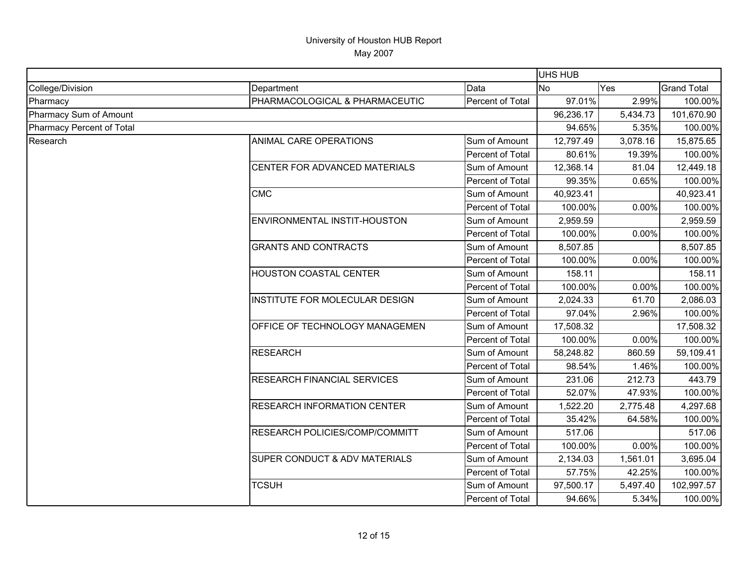# University of Houston HUB Report

May 2007

| | | | UHS HUB | | |
|---|---|---|---|---|---|
| College/Division | Department | Data | No | Yes | Grand Total |
| Pharmacy | PHARMACOLOGICAL & PHARMACEUTIC | Percent of Total | 97.01% | 2.99% | 100.00% |
| Pharmacy Sum of Amount | | | 96,236.17 | 5,434.73 | 101,670.90 |
| Pharmacy Percent of Total | | | 94.65% | 5.35% | 100.00% |
| Research | ANIMAL CARE OPERATIONS | Sum of Amount | 12,797.49 | 3,078.16 | 15,875.65 |
| | | Percent of Total | 80.61% | 19.39% | 100.00% |
| | CENTER FOR ADVANCED MATERIALS | Sum of Amount | 12,368.14 | 81.04 | 12,449.18 |
| | | Percent of Total | 99.35% | 0.65% | 100.00% |
| | CMC | Sum of Amount | 40,923.41 | | 40,923.41 |
| | | Percent of Total | 100.00% | 0.00% | 100.00% |
| | ENVIRONMENTAL INSTIT-HOUSTON | Sum of Amount | 2,959.59 | | 2,959.59 |
| | | Percent of Total | 100.00% | 0.00% | 100.00% |
| | GRANTS AND CONTRACTS | Sum of Amount | 8,507.85 | | 8,507.85 |
| | | Percent of Total | 100.00% | 0.00% | 100.00% |
| | HOUSTON COASTAL CENTER | Sum of Amount | 158.11 | | 158.11 |
| | | Percent of Total | 100.00% | 0.00% | 100.00% |
| | INSTITUTE FOR MOLECULAR DESIGN | Sum of Amount | 2,024.33 | 61.70 | 2,086.03 |
| | | Percent of Total | 97.04% | 2.96% | 100.00% |
| | OFFICE OF TECHNOLOGY MANAGEMEN | Sum of Amount | 17,508.32 | | 17,508.32 |
| | | Percent of Total | 100.00% | 0.00% | 100.00% |
| | RESEARCH | Sum of Amount | 58,248.82 | 860.59 | 59,109.41 |
| | | Percent of Total | 98.54% | 1.46% | 100.00% |
| | RESEARCH FINANCIAL SERVICES | Sum of Amount | 231.06 | 212.73 | 443.79 |
| | | Percent of Total | 52.07% | 47.93% | 100.00% |
| | RESEARCH INFORMATION CENTER | Sum of Amount | 1,522.20 | 2,775.48 | 4,297.68 |
| | | Percent of Total | 35.42% | 64.58% | 100.00% |
| | RESEARCH POLICIES/COMP/COMMITT | Sum of Amount | 517.06 | | 517.06 |
| | | Percent of Total | 100.00% | 0.00% | 100.00% |
| | SUPER CONDUCT & ADV MATERIALS | Sum of Amount | 2,134.03 | 1,561.01 | 3,695.04 |
| | | Percent of Total | 57.75% | 42.25% | 100.00% |
| | TCSUH | Sum of Amount | 97,500.17 | 5,497.40 | 102,997.57 |
| | | Percent of Total | 94.66% | 5.34% | 100.00% |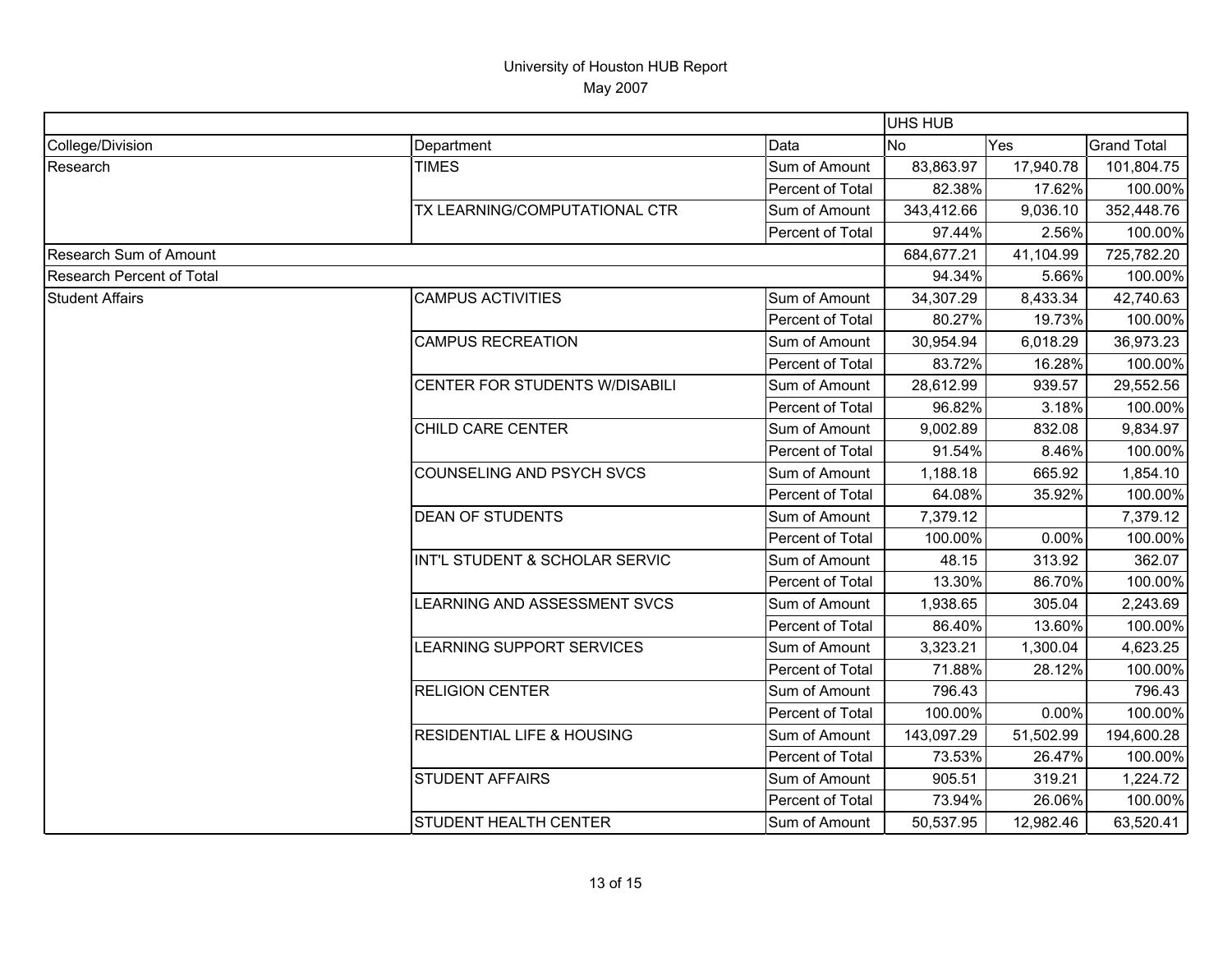# University of Houston HUB Report

May 2007

| | | | UHS HUB | | |
|---|---|---|---|---|---|
| College/Division | Department | Data | No | Yes | Grand Total |
| Research | TIMES | Sum of Amount | 83,863.97 | 17,940.78 | 101,804.75 |
| | | Percent of Total | 82.38% | 17.62% | 100.00% |
| | TX LEARNING/COMPUTATIONAL CTR | Sum of Amount | 343,412.66 | 9,036.10 | 352,448.76 |
| | | Percent of Total | 97.44% | 2.56% | 100.00% |
| Research Sum of Amount | | | 684,677.21 | 41,104.99 | 725,782.20 |
| Research Percent of Total | | | 94.34% | 5.66% | 100.00% |
| Student Affairs | CAMPUS ACTIVITIES | Sum of Amount | 34,307.29 | 8,433.34 | 42,740.63 |
| | | Percent of Total | 80.27% | 19.73% | 100.00% |
| | CAMPUS RECREATION | Sum of Amount | 30,954.94 | 6,018.29 | 36,973.23 |
| | | Percent of Total | 83.72% | 16.28% | 100.00% |
| | CENTER FOR STUDENTS W/DISABILI | Sum of Amount | 28,612.99 | 939.57 | 29,552.56 |
| | | Percent of Total | 96.82% | 3.18% | 100.00% |
| | CHILD CARE CENTER | Sum of Amount | 9,002.89 | 832.08 | 9,834.97 |
| | | Percent of Total | 91.54% | 8.46% | 100.00% |
| | COUNSELING AND PSYCH SVCS | Sum of Amount | 1,188.18 | 665.92 | 1,854.10 |
| | | Percent of Total | 64.08% | 35.92% | 100.00% |
| | DEAN OF STUDENTS | Sum of Amount | 7,379.12 | | 7,379.12 |
| | | Percent of Total | 100.00% | 0.00% | 100.00% |
| | INT'L STUDENT & SCHOLAR SERVIC | Sum of Amount | 48.15 | 313.92 | 362.07 |
| | | Percent of Total | 13.30% | 86.70% | 100.00% |
| | LEARNING AND ASSESSMENT SVCS | Sum of Amount | 1,938.65 | 305.04 | 2,243.69 |
| | | Percent of Total | 86.40% | 13.60% | 100.00% |
| | LEARNING SUPPORT SERVICES | Sum of Amount | 3,323.21 | 1,300.04 | 4,623.25 |
| | | Percent of Total | 71.88% | 28.12% | 100.00% |
| | RELIGION CENTER | Sum of Amount | 796.43 | | 796.43 |
| | | Percent of Total | 100.00% | 0.00% | 100.00% |
| | RESIDENTIAL LIFE & HOUSING | Sum of Amount | 143,097.29 | 51,502.99 | 194,600.28 |
| | | Percent of Total | 73.53% | 26.47% | 100.00% |
| | STUDENT AFFAIRS | Sum of Amount | 905.51 | 319.21 | 1,224.72 |
| | | Percent of Total | 73.94% | 26.06% | 100.00% |
| | STUDENT HEALTH CENTER | Sum of Amount | 50,537.95 | 12,982.46 | 63,520.41 |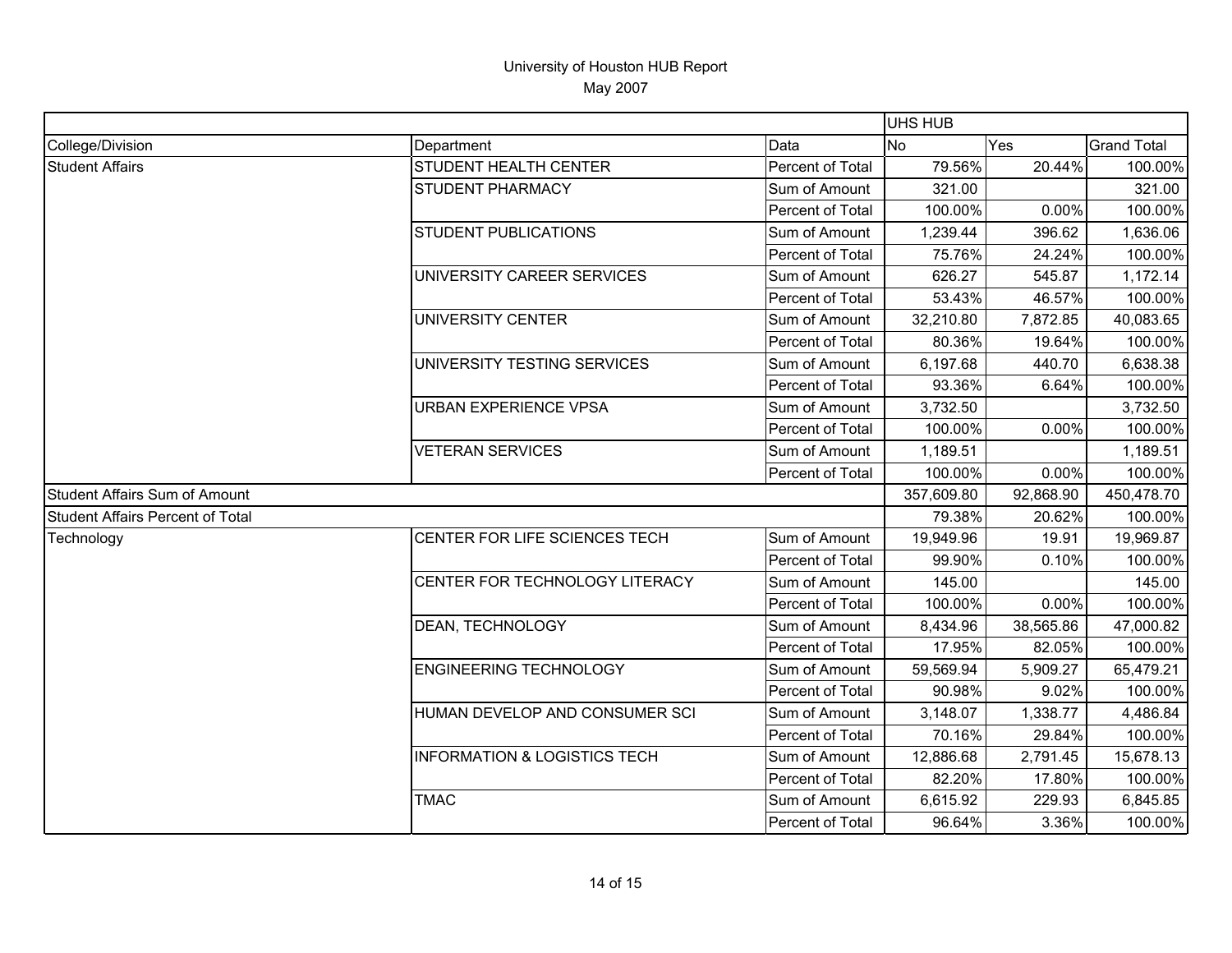# University of Houston HUB Report

May 2007

| | | | UHS HUB | | |
|---|---|---|---|---|---|
| College/Division | Department | Data | No | Yes | Grand Total |
| Student Affairs | STUDENT HEALTH CENTER | Percent of Total | 79.56% | 20.44% | 100.00% |
| | STUDENT PHARMACY | Sum of Amount | 321.00 | | 321.00 |
| | | Percent of Total | 100.00% | 0.00% | 100.00% |
| | STUDENT PUBLICATIONS | Sum of Amount | 1,239.44 | 396.62 | 1,636.06 |
| | | Percent of Total | 75.76% | 24.24% | 100.00% |
| | UNIVERSITY CAREER SERVICES | Sum of Amount | 626.27 | 545.87 | 1,172.14 |
| | | Percent of Total | 53.43% | 46.57% | 100.00% |
| | UNIVERSITY CENTER | Sum of Amount | 32,210.80 | 7,872.85 | 40,083.65 |
| | | Percent of Total | 80.36% | 19.64% | 100.00% |
| | UNIVERSITY TESTING SERVICES | Sum of Amount | 6,197.68 | 440.70 | 6,638.38 |
| | | Percent of Total | 93.36% | 6.64% | 100.00% |
| | URBAN EXPERIENCE VPSA | Sum of Amount | 3,732.50 | | 3,732.50 |
| | | Percent of Total | 100.00% | 0.00% | 100.00% |
| | VETERAN SERVICES | Sum of Amount | 1,189.51 | | 1,189.51 |
| | | Percent of Total | 100.00% | 0.00% | 100.00% |
| Student Affairs Sum of Amount | | | 357,609.80 | 92,868.90 | 450,478.70 |
| Student Affairs Percent of Total | | | 79.38% | 20.62% | 100.00% |
| Technology | CENTER FOR LIFE SCIENCES TECH | Sum of Amount | 19,949.96 | 19.91 | 19,969.87 |
| | | Percent of Total | 99.90% | 0.10% | 100.00% |
| | CENTER FOR TECHNOLOGY LITERACY | Sum of Amount | 145.00 | | 145.00 |
| | | Percent of Total | 100.00% | 0.00% | 100.00% |
| | DEAN, TECHNOLOGY | Sum of Amount | 8,434.96 | 38,565.86 | 47,000.82 |
| | | Percent of Total | 17.95% | 82.05% | 100.00% |
| | ENGINEERING TECHNOLOGY | Sum of Amount | 59,569.94 | 5,909.27 | 65,479.21 |
| | | Percent of Total | 90.98% | 9.02% | 100.00% |
| | HUMAN DEVELOP AND CONSUMER SCI | Sum of Amount | 3,148.07 | 1,338.77 | 4,486.84 |
| | | Percent of Total | 70.16% | 29.84% | 100.00% |
| | INFORMATION & LOGISTICS TECH | Sum of Amount | 12,886.68 | 2,791.45 | 15,678.13 |
| | | Percent of Total | 82.20% | 17.80% | 100.00% |
| | TMAC | Sum of Amount | 6,615.92 | 229.93 | 6,845.85 |
| | | Percent of Total | 96.64% | 3.36% | 100.00% |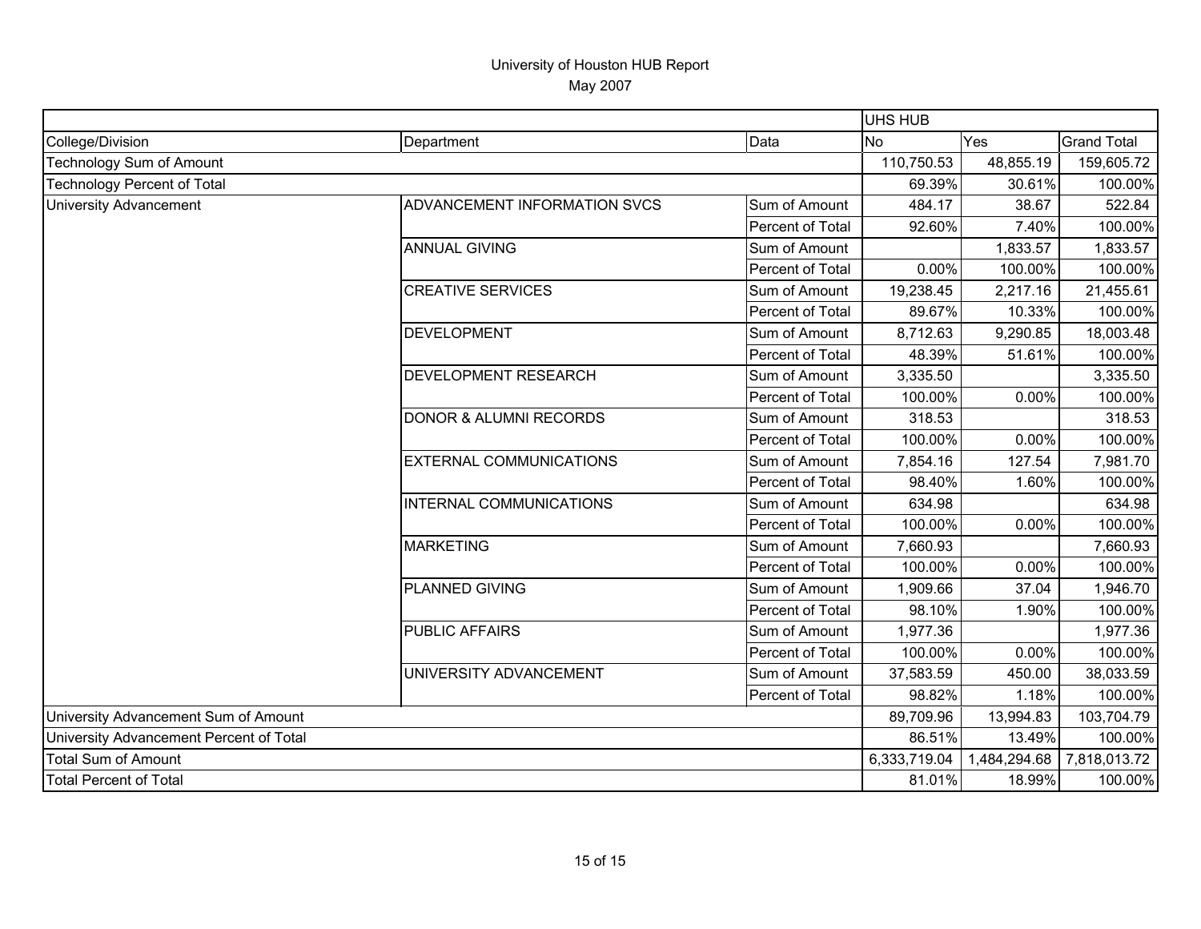University of Houston HUB Report
May 2007

| | | | UHS HUB | | |
|---|---|---|---|---|---|
| College/Division | Department | Data | No | Yes | Grand Total |
| Technology Sum of Amount | | | 110,750.53 | 48,855.19 | 159,605.72 |
| Technology Percent of Total | | | 69.39% | 30.61% | 100.00% |
| University Advancement | ADVANCEMENT INFORMATION SVCS | Sum of Amount | 484.17 | 38.67 | 522.84 |
| | | Percent of Total | 92.60% | 7.40% | 100.00% |
| | ANNUAL GIVING | Sum of Amount | | 1,833.57 | 1,833.57 |
| | | Percent of Total | 0.00% | 100.00% | 100.00% |
| | CREATIVE SERVICES | Sum of Amount | 19,238.45 | 2,217.16 | 21,455.61 |
| | | Percent of Total | 89.67% | 10.33% | 100.00% |
| | DEVELOPMENT | Sum of Amount | 8,712.63 | 9,290.85 | 18,003.48 |
| | | Percent of Total | 48.39% | 51.61% | 100.00% |
| | DEVELOPMENT RESEARCH | Sum of Amount | 3,335.50 | | 3,335.50 |
| | | Percent of Total | 100.00% | 0.00% | 100.00% |
| | DONOR & ALUMNI RECORDS | Sum of Amount | 318.53 | | 318.53 |
| | | Percent of Total | 100.00% | 0.00% | 100.00% |
| | EXTERNAL COMMUNICATIONS | Sum of Amount | 7,854.16 | 127.54 | 7,981.70 |
| | | Percent of Total | 98.40% | 1.60% | 100.00% |
| | INTERNAL COMMUNICATIONS | Sum of Amount | 634.98 | | 634.98 |
| | | Percent of Total | 100.00% | 0.00% | 100.00% |
| | MARKETING | Sum of Amount | 7,660.93 | | 7,660.93 |
| | | Percent of Total | 100.00% | 0.00% | 100.00% |
| | PLANNED GIVING | Sum of Amount | 1,909.66 | 37.04 | 1,946.70 |
| | | Percent of Total | 98.10% | 1.90% | 100.00% |
| | PUBLIC AFFAIRS | Sum of Amount | 1,977.36 | | 1,977.36 |
| | | Percent of Total | 100.00% | 0.00% | 100.00% |
| | UNIVERSITY ADVANCEMENT | Sum of Amount | 37,583.59 | 450.00 | 38,033.59 |
| | | Percent of Total | 98.82% | 1.18% | 100.00% |
| University Advancement Sum of Amount | | | 89,709.96 | 13,994.83 | 103,704.79 |
| University Advancement Percent of Total | | | 86.51% | 13.49% | 100.00% |
| Total Sum of Amount | | | 6,333,719.04 | 1,484,294.68 | 7,818,013.72 |
| Total Percent of Total | | | 81.01% | 18.99% | 100.00% |